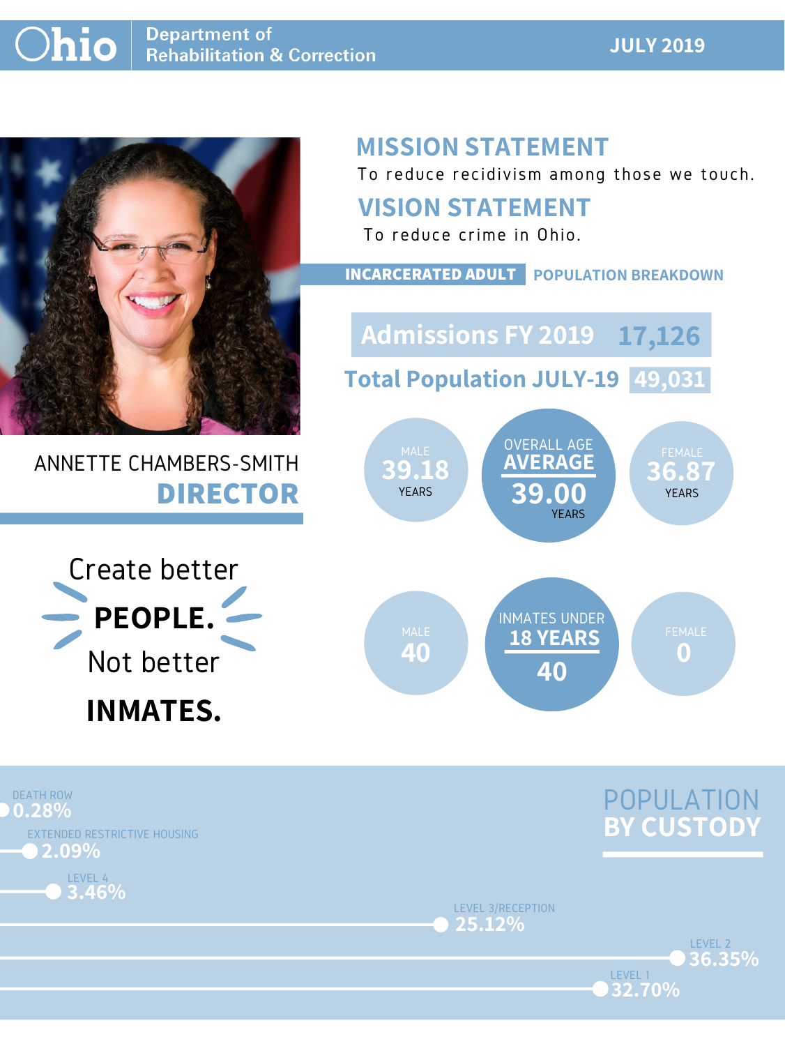# Ohio Department of Rehabilitation & Correction

**JULY 2019**

ANNETTE CHAMBERS-SMITH
**DIRECTOR**

Create better
**PEOPLE.**
Not better
**INMATES.**

## MISSION STATEMENT

To reduce recidivism among those we touch.

## VISION STATEMENT

To reduce crime in Ohio.

## INCARCERATED ADULT POPULATION BREAKDOWN

**Admissions FY 2019** 17,126

**Total Population JULY-19** 49,031

| | Male | Overall | Female |
|---|---|---|---|
| Age Average | 39.18 years | 39.00 years | 36.87 years |
| Inmates Under 18 Years | 40 | 40 | 0 |

## POPULATION BY CUSTODY

| Custody | Percent |
|---|---|
| DEATH ROW | 0.28% |
| EXTENDED RESTRICTIVE HOUSING | 2.09% |
| LEVEL 4 | 3.46% |
| LEVEL 3/RECEPTION | 25.12% |
| LEVEL 2 | 36.35% |
| LEVEL 1 | 32.70% |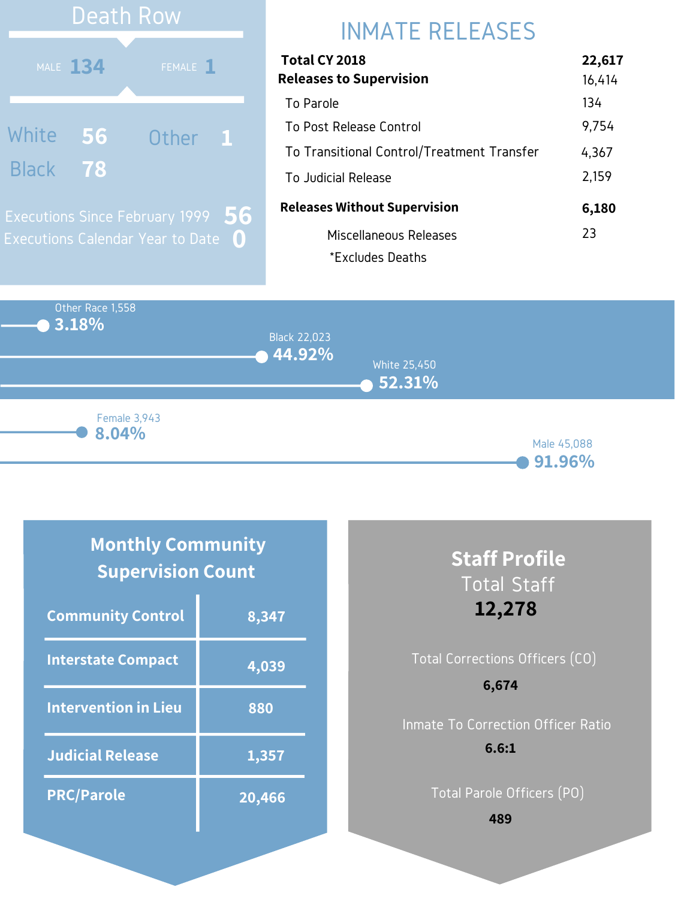## Death Row

| MALE | FEMALE |
|---|---|
| 134 | 1 |

| | | | |
|---|---|---|---|
| White | 56 | Other | 1 |
| Black | 78 | | |

Executions Since February 1999 **56**

Executions Calendar Year to Date **0**

## INMATE RELEASES

| | |
|---|---|
| **Total CY 2018** | **22,617** |
| **Releases to Supervision** | 16,414 |
| To Parole | 134 |
| To Post Release Control | 9,754 |
| To Transitional Control/Treatment Transfer | 4,367 |
| To Judicial Release | 2,159 |
| **Releases Without Supervision** | **6,180** |
| Miscellaneous Releases | 23 |

*Excludes Deaths

Other Race 1,558 **3.18%**

Black 22,023 **44.92%**

White 25,450 **52.31%**

Female 3,943 **8.04%**

Male 45,088 **91.96%**

## Monthly Community Supervision Count

| | |
|---|---|
| **Community Control** | **8,347** |
| **Interstate Compact** | **4,039** |
| **Intervention in Lieu** | **880** |
| **Judicial Release** | **1,357** |
| **PRC/Parole** | **20,466** |

## Staff Profile

Total Staff

**12,278**

Total Corrections Officers (CO)

**6,674**

Inmate To Correction Officer Ratio

**6.6:1**

Total Parole Officers (PO)

**489**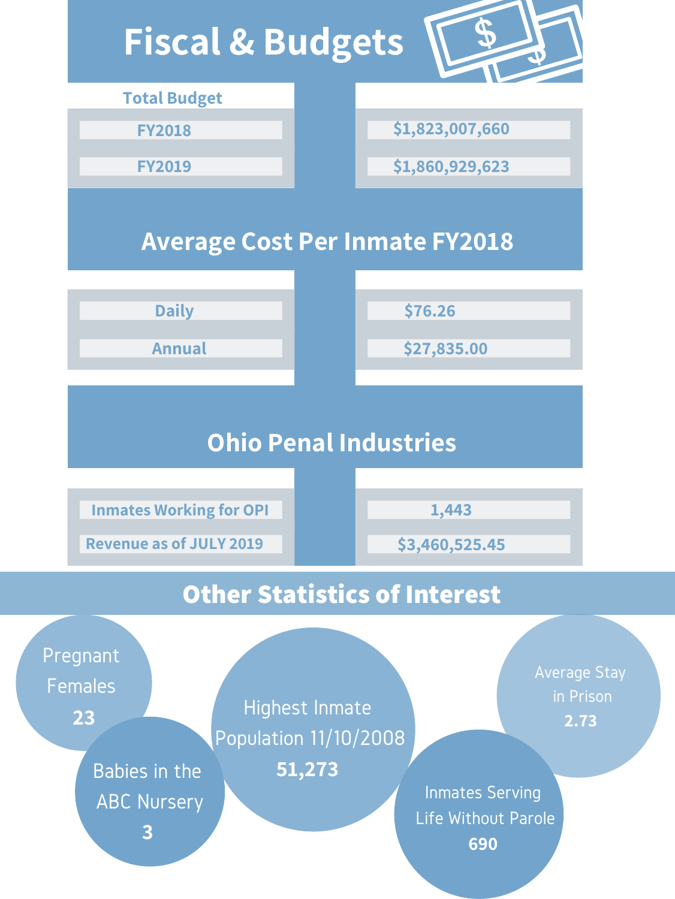# Fiscal & Budgets

| Total Budget | |
|---|---|
| FY2018 | $1,823,007,660 |
| FY2019 | $1,860,929,623 |

## Average Cost Per Inmate FY2018

| | |
|---|---|
| Daily | $76.26 |
| Annual | $27,835.00 |

## Ohio Penal Industries

| | |
|---|---|
| Inmates Working for OPI | 1,443 |
| Revenue as of JULY 2019 | $3,460,525.45 |

## Other Statistics of Interest

Pregnant Females
**23**

Babies in the ABC Nursery
**3**

Highest Inmate Population 11/10/2008
**51,273**

Inmates Serving Life Without Parole
**690**

Average Stay in Prison
**2.73**